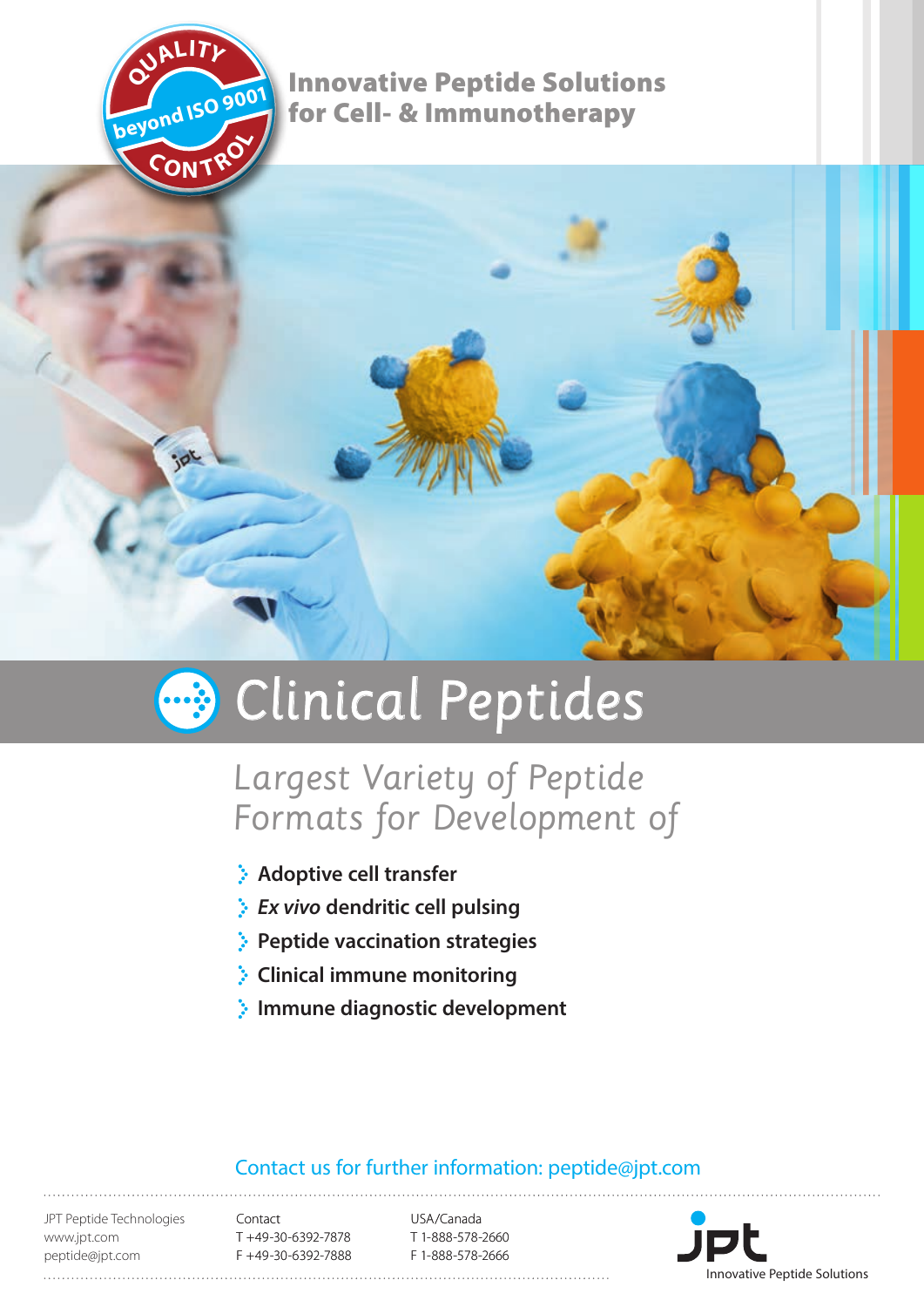QUALITY beyond ISO 9001 CONTROL

**Innovative Peptide Solutions for Cell- & Immunotherapy**

# Clinical Peptides

## *Largest Variety of Peptide Formats for Development of*

- **Adoptive cell transfer**
- ***Ex vivo* dendritic cell pulsing**
- **Peptide vaccination strategies**
- **Clinical immune monitoring**
- **Immune diagnostic development**

Contact us for further information: peptide@jpt.com

JPT Peptide Technologies
www.jpt.com
peptide@jpt.com

Contact
T +49-30-6392-7878
F +49-30-6392-7888

USA/Canada
T 1-888-578-2660
F 1-888-578-2666

jpt
Innovative Peptide Solutions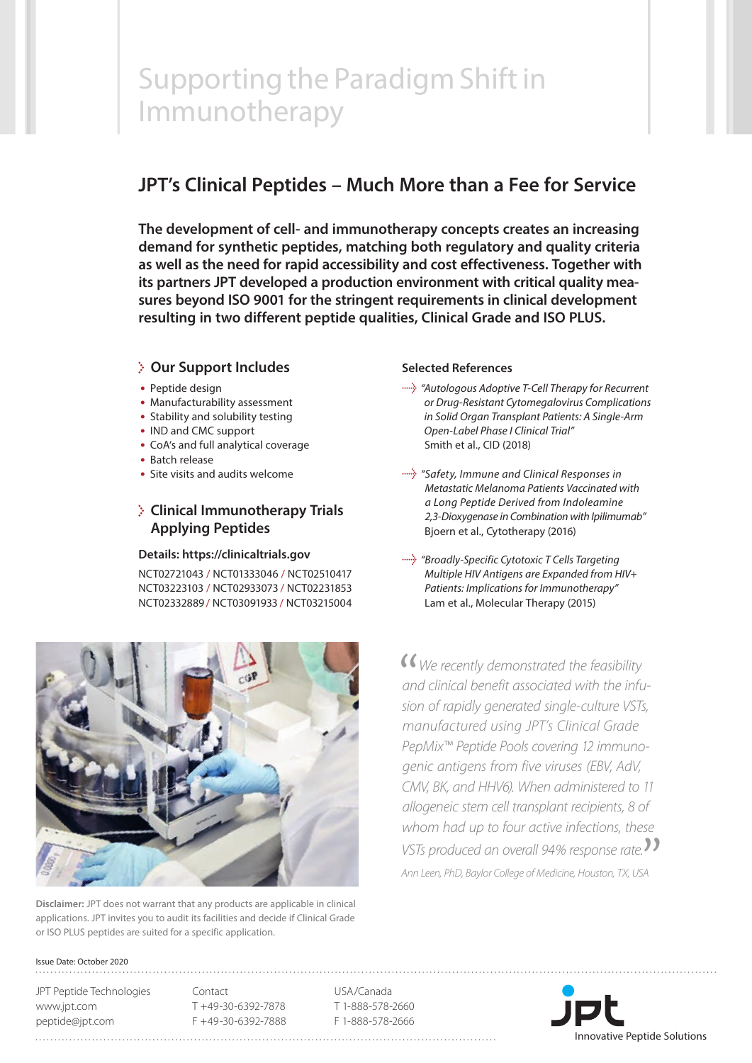# Supporting the Paradigm Shift in Immunotherapy

## JPT's Clinical Peptides – Much More than a Fee for Service

**The development of cell- and immunotherapy concepts creates an increasing demand for synthetic peptides, matching both regulatory and quality criteria as well as the need for rapid accessibility and cost effectiveness. Together with its partners JPT developed a production environment with critical quality measures beyond ISO 9001 for the stringent requirements in clinical development resulting in two different peptide qualities, Clinical Grade and ISO PLUS.**

### Our Support Includes

- Peptide design
- Manufacturability assessment
- Stability and solubility testing
- IND and CMC support
- CoA's and full analytical coverage
- Batch release
- Site visits and audits welcome

### Clinical Immunotherapy Trials Applying Peptides

**Details: https://clinicaltrials.gov**

NCT02721043 / NCT01333046 / NCT02510417
NCT03223103 / NCT02933073 / NCT02231853
NCT02332889 / NCT03091933 / NCT03215004

### Selected References

- *"Autologous Adoptive T-Cell Therapy for Recurrent or Drug-Resistant Cytomegalovirus Complications in Solid Organ Transplant Patients: A Single-Arm Open-Label Phase I Clinical Trial"*
  Smith et al., CID (2018)
- *"Safety, Immune and Clinical Responses in Metastatic Melanoma Patients Vaccinated with a Long Peptide Derived from Indoleamine 2,3-Dioxygenase in Combination with Ipilimumab"*
  Bjoern et al., Cytotherapy (2016)
- *"Broadly-Specific Cytotoxic T Cells Targeting Multiple HIV Antigens are Expanded from HIV+ Patients: Implications for Immunotherapy"*
  Lam et al., Molecular Therapy (2015)

*"We recently demonstrated the feasibility and clinical benefit associated with the infusion of rapidly generated single-culture VSTs, manufactured using JPT's Clinical Grade PepMix™ Peptide Pools covering 12 immunogenic antigens from five viruses (EBV, AdV, CMV, BK, and HHV6). When administered to 11 allogeneic stem cell transplant recipients, 8 of whom had up to four active infections, these VSTs produced an overall 94% response rate."*

*Ann Leen, PhD, Baylor College of Medicine, Houston, TX, USA*

**Disclaimer:** JPT does not warrant that any products are applicable in clinical applications. JPT invites you to audit its facilities and decide if Clinical Grade or ISO PLUS peptides are suited for a specific application.

Issue Date: October 2020

JPT Peptide Technologies
www.jpt.com
peptide@jpt.com

Contact
T +49-30-6392-7878
F +49-30-6392-7888

USA/Canada
T 1-888-578-2660
F 1-888-578-2666

jpt
Innovative Peptide Solutions